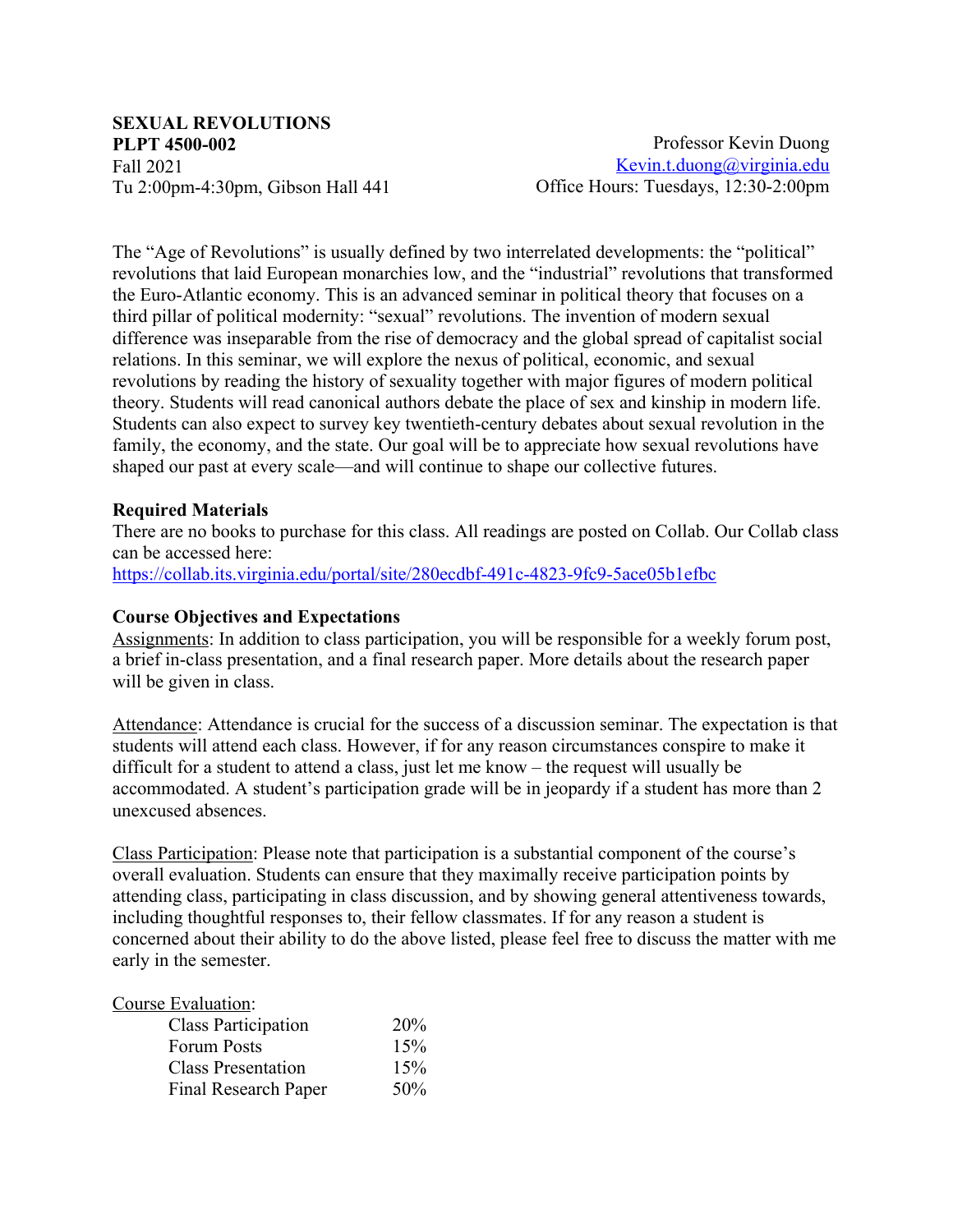**SEXUAL REVOLUTIONS**
**PLPT 4500-002**
Fall 2021
Tu 2:00pm-4:30pm, Gibson Hall 441

Professor Kevin Duong
Kevin.t.duong@virginia.edu
Office Hours: Tuesdays, 12:30-2:00pm

The "Age of Revolutions" is usually defined by two interrelated developments: the "political" revolutions that laid European monarchies low, and the "industrial" revolutions that transformed the Euro-Atlantic economy. This is an advanced seminar in political theory that focuses on a third pillar of political modernity: "sexual" revolutions. The invention of modern sexual difference was inseparable from the rise of democracy and the global spread of capitalist social relations. In this seminar, we will explore the nexus of political, economic, and sexual revolutions by reading the history of sexuality together with major figures of modern political theory. Students will read canonical authors debate the place of sex and kinship in modern life. Students can also expect to survey key twentieth-century debates about sexual revolution in the family, the economy, and the state. Our goal will be to appreciate how sexual revolutions have shaped our past at every scale—and will continue to shape our collective futures.

**Required Materials**

There are no books to purchase for this class. All readings are posted on Collab. Our Collab class can be accessed here:
https://collab.its.virginia.edu/portal/site/280ecdbf-491c-4823-9fc9-5ace05b1efbc

**Course Objectives and Expectations**

Assignments: In addition to class participation, you will be responsible for a weekly forum post, a brief in-class presentation, and a final research paper. More details about the research paper will be given in class.

Attendance: Attendance is crucial for the success of a discussion seminar. The expectation is that students will attend each class. However, if for any reason circumstances conspire to make it difficult for a student to attend a class, just let me know – the request will usually be accommodated. A student's participation grade will be in jeopardy if a student has more than 2 unexcused absences.

Class Participation: Please note that participation is a substantial component of the course's overall evaluation. Students can ensure that they maximally receive participation points by attending class, participating in class discussion, and by showing general attentiveness towards, including thoughtful responses to, their fellow classmates. If for any reason a student is concerned about their ability to do the above listed, please feel free to discuss the matter with me early in the semester.

Course Evaluation:

| | |
|---|---|
| Class Participation | 20% |
| Forum Posts | 15% |
| Class Presentation | 15% |
| Final Research Paper | 50% |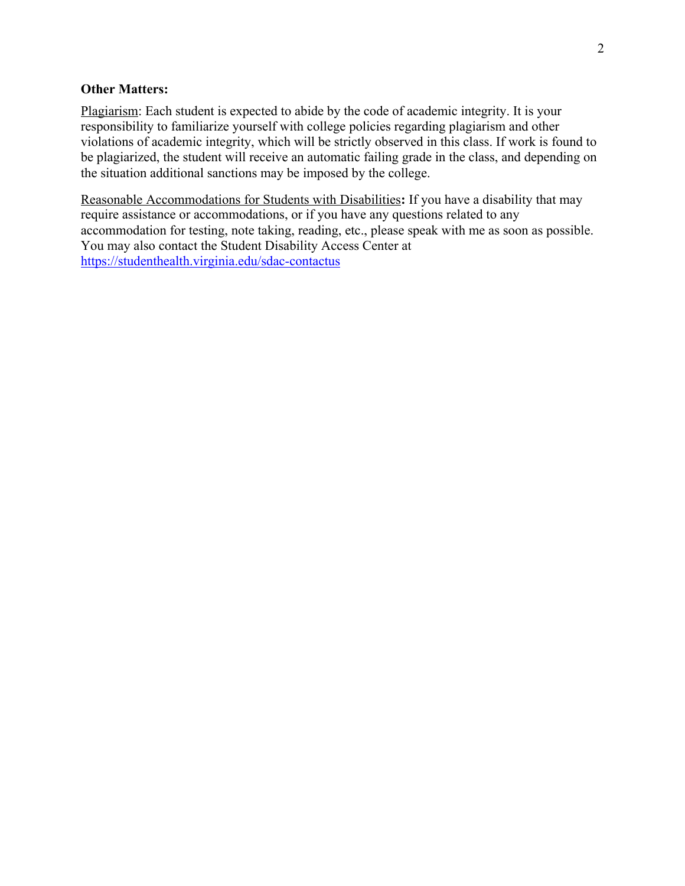**Other Matters:**

<u>Plagiarism</u>: Each student is expected to abide by the code of academic integrity. It is your responsibility to familiarize yourself with college policies regarding plagiarism and other violations of academic integrity, which will be strictly observed in this class. If work is found to be plagiarized, the student will receive an automatic failing grade in the class, and depending on the situation additional sanctions may be imposed by the college.

<u>Reasonable Accommodations for Students with Disabilities</u>**:** If you have a disability that may require assistance or accommodations, or if you have any questions related to any accommodation for testing, note taking, reading, etc., please speak with me as soon as possible. You may also contact the Student Disability Access Center at https://studenthealth.virginia.edu/sdac-contactus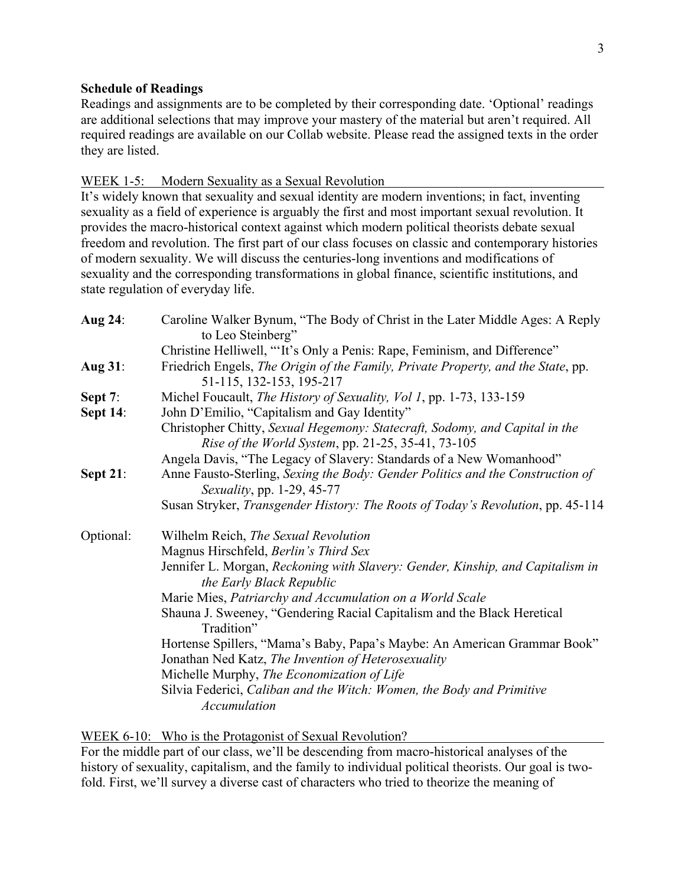**Schedule of Readings**

Readings and assignments are to be completed by their corresponding date. 'Optional' readings are additional selections that may improve your mastery of the material but aren't required. All required readings are available on our Collab website. Please read the assigned texts in the order they are listed.

WEEK 1-5: Modern Sexuality as a Sexual Revolution

It's widely known that sexuality and sexual identity are modern inventions; in fact, inventing sexuality as a field of experience is arguably the first and most important sexual revolution. It provides the macro-historical context against which modern political theorists debate sexual freedom and revolution. The first part of our class focuses on classic and contemporary histories of modern sexuality. We will discuss the centuries-long inventions and modifications of sexuality and the corresponding transformations in global finance, scientific institutions, and state regulation of everyday life.

**Aug 24**: Caroline Walker Bynum, "The Body of Christ in the Later Middle Ages: A Reply to Leo Steinberg"
Christine Helliwell, "'It's Only a Penis: Rape, Feminism, and Difference"

**Aug 31**: Friedrich Engels, *The Origin of the Family, Private Property, and the State*, pp. 51-115, 132-153, 195-217

**Sept 7**: Michel Foucault, *The History of Sexuality, Vol 1*, pp. 1-73, 133-159

**Sept 14**: John D'Emilio, "Capitalism and Gay Identity"
Christopher Chitty, *Sexual Hegemony: Statecraft, Sodomy, and Capital in the Rise of the World System*, pp. 21-25, 35-41, 73-105
Angela Davis, "The Legacy of Slavery: Standards of a New Womanhood"

**Sept 21**: Anne Fausto-Sterling, *Sexing the Body: Gender Politics and the Construction of Sexuality*, pp. 1-29, 45-77
Susan Stryker, *Transgender History: The Roots of Today's Revolution*, pp. 45-114

Optional:
- Wilhelm Reich, *The Sexual Revolution*
- Magnus Hirschfeld, *Berlin's Third Sex*
- Jennifer L. Morgan, *Reckoning with Slavery: Gender, Kinship, and Capitalism in the Early Black Republic*
- Marie Mies, *Patriarchy and Accumulation on a World Scale*
- Shauna J. Sweeney, "Gendering Racial Capitalism and the Black Heretical Tradition"
- Hortense Spillers, "Mama's Baby, Papa's Maybe: An American Grammar Book"
- Jonathan Ned Katz, *The Invention of Heterosexuality*
- Michelle Murphy, *The Economization of Life*
- Silvia Federici, *Caliban and the Witch: Women, the Body and Primitive Accumulation*

WEEK 6-10: Who is the Protagonist of Sexual Revolution?

For the middle part of our class, we'll be descending from macro-historical analyses of the history of sexuality, capitalism, and the family to individual political theorists. Our goal is two-fold. First, we'll survey a diverse cast of characters who tried to theorize the meaning of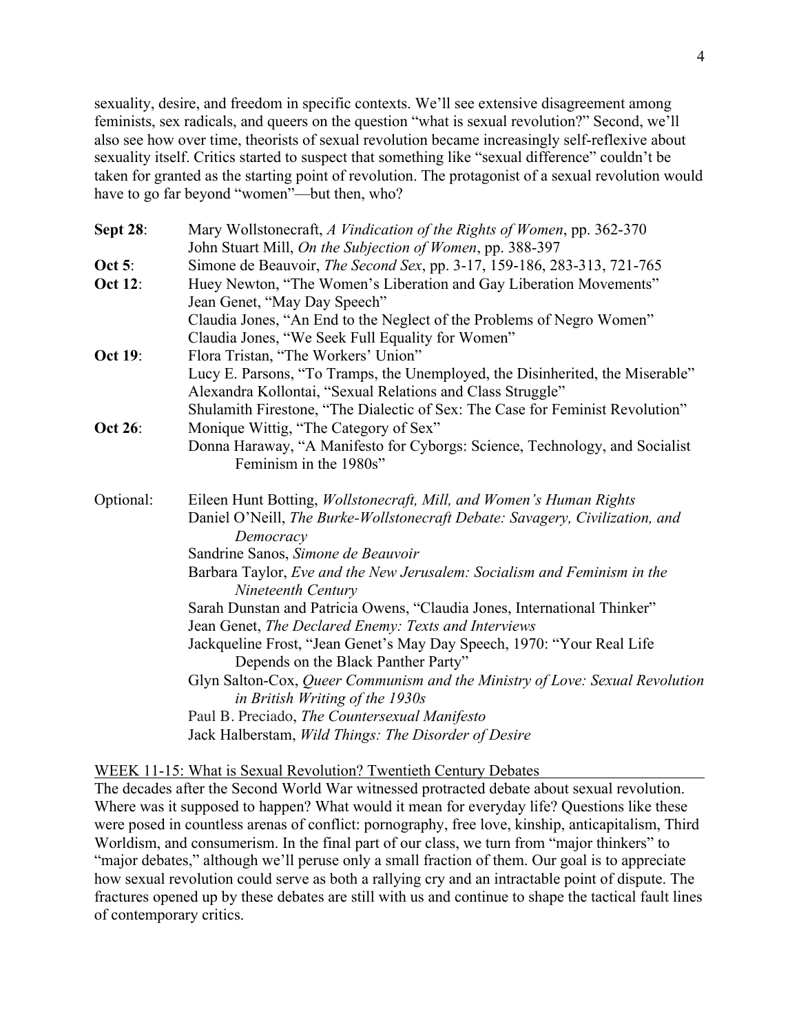sexuality, desire, and freedom in specific contexts. We'll see extensive disagreement among feminists, sex radicals, and queers on the question "what is sexual revolution?" Second, we'll also see how over time, theorists of sexual revolution became increasingly self-reflexive about sexuality itself. Critics started to suspect that something like "sexual difference" couldn't be taken for granted as the starting point of revolution. The protagonist of a sexual revolution would have to go far beyond "women"—but then, who?

**Sept 28**: Mary Wollstonecraft, *A Vindication of the Rights of Women*, pp. 362-370
John Stuart Mill, *On the Subjection of Women*, pp. 388-397

**Oct 5**: Simone de Beauvoir, *The Second Sex*, pp. 3-17, 159-186, 283-313, 721-765

**Oct 12**: Huey Newton, "The Women's Liberation and Gay Liberation Movements"
Jean Genet, "May Day Speech"
Claudia Jones, "An End to the Neglect of the Problems of Negro Women"
Claudia Jones, "We Seek Full Equality for Women"

**Oct 19**: Flora Tristan, "The Workers' Union"
Lucy E. Parsons, "To Tramps, the Unemployed, the Disinherited, the Miserable"
Alexandra Kollontai, "Sexual Relations and Class Struggle"
Shulamith Firestone, "The Dialectic of Sex: The Case for Feminist Revolution"

**Oct 26**: Monique Wittig, "The Category of Sex"
Donna Haraway, "A Manifesto for Cyborgs: Science, Technology, and Socialist Feminism in the 1980s"

Optional:
- Eileen Hunt Botting, *Wollstonecraft, Mill, and Women's Human Rights*
- Daniel O'Neill, *The Burke-Wollstonecraft Debate: Savagery, Civilization, and Democracy*
- Sandrine Sanos, *Simone de Beauvoir*
- Barbara Taylor, *Eve and the New Jerusalem: Socialism and Feminism in the Nineteenth Century*
- Sarah Dunstan and Patricia Owens, "Claudia Jones, International Thinker"
- Jean Genet, *The Declared Enemy: Texts and Interviews*
- Jackqueline Frost, "Jean Genet's May Day Speech, 1970: "Your Real Life Depends on the Black Panther Party"
- Glyn Salton-Cox, *Queer Communism and the Ministry of Love: Sexual Revolution in British Writing of the 1930s*
- Paul B. Preciado, *The Countersexual Manifesto*
- Jack Halberstam, *Wild Things: The Disorder of Desire*

WEEK 11-15: What is Sexual Revolution? Twentieth Century Debates

The decades after the Second World War witnessed protracted debate about sexual revolution. Where was it supposed to happen? What would it mean for everyday life? Questions like these were posed in countless arenas of conflict: pornography, free love, kinship, anticapitalism, Third Worldism, and consumerism. In the final part of our class, we turn from "major thinkers" to "major debates," although we'll peruse only a small fraction of them. Our goal is to appreciate how sexual revolution could serve as both a rallying cry and an intractable point of dispute. The fractures opened up by these debates are still with us and continue to shape the tactical fault lines of contemporary critics.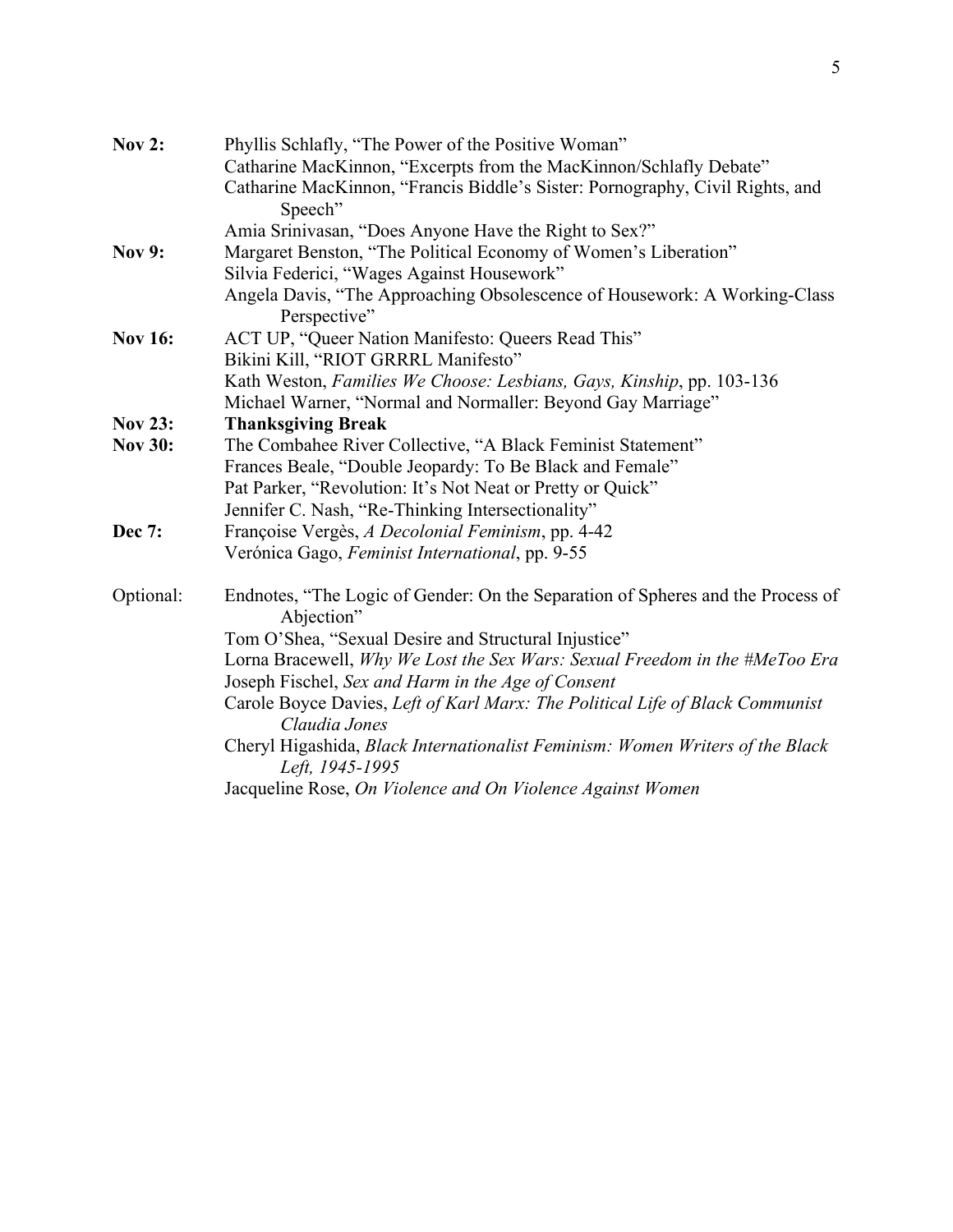**Nov 2:** Phyllis Schlafly, "The Power of the Positive Woman"
Catharine MacKinnon, "Excerpts from the MacKinnon/Schlafly Debate"
Catharine MacKinnon, "Francis Biddle's Sister: Pornography, Civil Rights, and Speech"
Amia Srinivasan, "Does Anyone Have the Right to Sex?"

**Nov 9:** Margaret Benston, "The Political Economy of Women's Liberation"
Silvia Federici, "Wages Against Housework"
Angela Davis, "The Approaching Obsolescence of Housework: A Working-Class Perspective"

**Nov 16:** ACT UP, "Queer Nation Manifesto: Queers Read This"
Bikini Kill, "RIOT GRRRL Manifesto"
Kath Weston, *Families We Choose: Lesbians, Gays, Kinship*, pp. 103-136
Michael Warner, "Normal and Normaller: Beyond Gay Marriage"

**Nov 23:** **Thanksgiving Break**

**Nov 30:** The Combahee River Collective, "A Black Feminist Statement"
Frances Beale, "Double Jeopardy: To Be Black and Female"
Pat Parker, "Revolution: It's Not Neat or Pretty or Quick"
Jennifer C. Nash, "Re-Thinking Intersectionality"

**Dec 7:** Françoise Vergès, *A Decolonial Feminism*, pp. 4-42
Verónica Gago, *Feminist International*, pp. 9-55

Optional: Endnotes, "The Logic of Gender: On the Separation of Spheres and the Process of Abjection"
Tom O'Shea, "Sexual Desire and Structural Injustice"
Lorna Bracewell, *Why We Lost the Sex Wars: Sexual Freedom in the #MeToo Era*
Joseph Fischel, *Sex and Harm in the Age of Consent*
Carole Boyce Davies, *Left of Karl Marx: The Political Life of Black Communist Claudia Jones*
Cheryl Higashida, *Black Internationalist Feminism: Women Writers of the Black Left, 1945-1995*
Jacqueline Rose, *On Violence and On Violence Against Women*